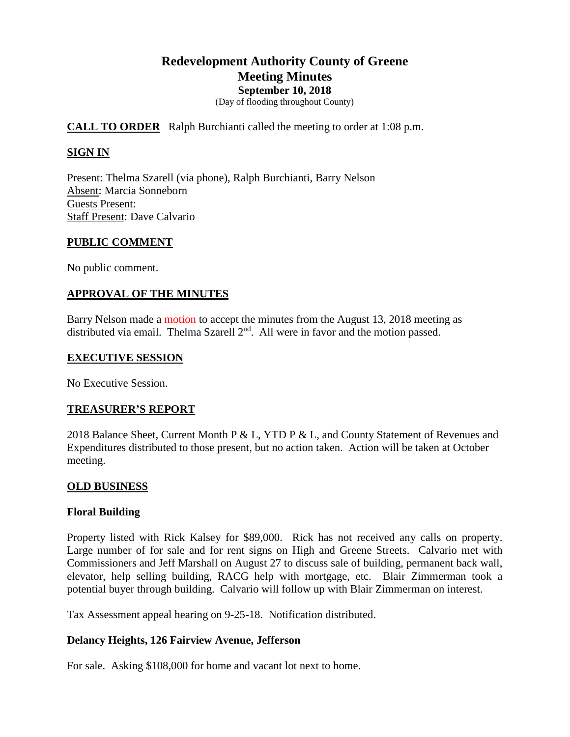# Redevelopment Authority County of Greene
## Meeting Minutes
### September 10, 2018

(Day of flooding throughout County)

**CALL TO ORDER** Ralph Burchianti called the meeting to order at 1:08 p.m.

**SIGN IN**

Present: Thelma Szarell (via phone), Ralph Burchianti, Barry Nelson
Absent: Marcia Sonneborn
Guests Present:
Staff Present: Dave Calvario

**PUBLIC COMMENT**

No public comment.

**APPROVAL OF THE MINUTES**

Barry Nelson made a motion to accept the minutes from the August 13, 2018 meeting as distributed via email. Thelma Szarell 2nd. All were in favor and the motion passed.

**EXECUTIVE SESSION**

No Executive Session.

**TREASURER'S REPORT**

2018 Balance Sheet, Current Month P & L, YTD P & L, and County Statement of Revenues and Expenditures distributed to those present, but no action taken. Action will be taken at October meeting.

**OLD BUSINESS**

**Floral Building**

Property listed with Rick Kalsey for $89,000. Rick has not received any calls on property. Large number of for sale and for rent signs on High and Greene Streets. Calvario met with Commissioners and Jeff Marshall on August 27 to discuss sale of building, permanent back wall, elevator, help selling building, RACG help with mortgage, etc. Blair Zimmerman took a potential buyer through building. Calvario will follow up with Blair Zimmerman on interest.

Tax Assessment appeal hearing on 9-25-18. Notification distributed.

**Delancy Heights, 126 Fairview Avenue, Jefferson**

For sale. Asking $108,000 for home and vacant lot next to home.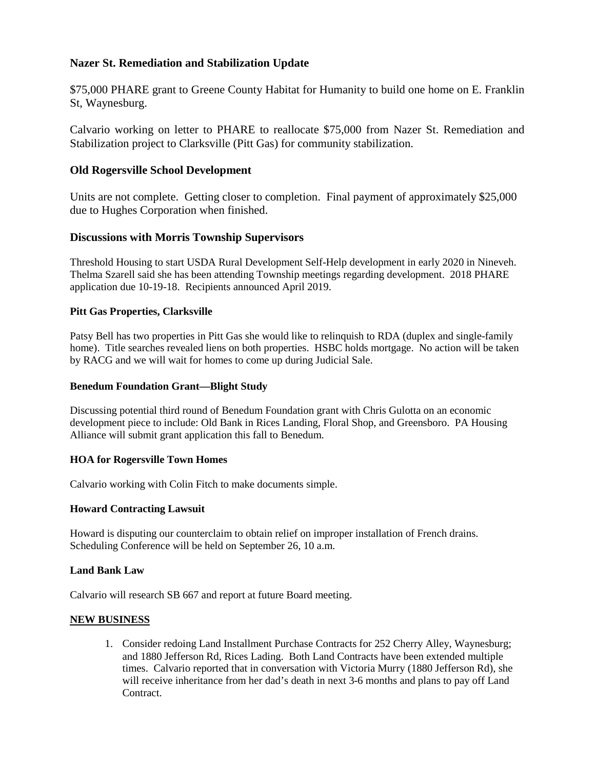### Nazer St. Remediation and Stabilization Update

$75,000 PHARE grant to Greene County Habitat for Humanity to build one home on E. Franklin St, Waynesburg.

Calvario working on letter to PHARE to reallocate $75,000 from Nazer St. Remediation and Stabilization project to Clarksville (Pitt Gas) for community stabilization.

### Old Rogersville School Development

Units are not complete. Getting closer to completion. Final payment of approximately $25,000 due to Hughes Corporation when finished.

### Discussions with Morris Township Supervisors

Threshold Housing to start USDA Rural Development Self-Help development in early 2020 in Nineveh. Thelma Szarell said she has been attending Township meetings regarding development. 2018 PHARE application due 10-19-18. Recipients announced April 2019.

#### Pitt Gas Properties, Clarksville

Patsy Bell has two properties in Pitt Gas she would like to relinquish to RDA (duplex and single-family home). Title searches revealed liens on both properties. HSBC holds mortgage. No action will be taken by RACG and we will wait for homes to come up during Judicial Sale.

#### Benedum Foundation Grant—Blight Study

Discussing potential third round of Benedum Foundation grant with Chris Gulotta on an economic development piece to include: Old Bank in Rices Landing, Floral Shop, and Greensboro. PA Housing Alliance will submit grant application this fall to Benedum.

#### HOA for Rogersville Town Homes

Calvario working with Colin Fitch to make documents simple.

#### Howard Contracting Lawsuit

Howard is disputing our counterclaim to obtain relief on improper installation of French drains. Scheduling Conference will be held on September 26, 10 a.m.

#### Land Bank Law

Calvario will research SB 667 and report at future Board meeting.

#### NEW BUSINESS

1. Consider redoing Land Installment Purchase Contracts for 252 Cherry Alley, Waynesburg; and 1880 Jefferson Rd, Rices Lading. Both Land Contracts have been extended multiple times. Calvario reported that in conversation with Victoria Murry (1880 Jefferson Rd), she will receive inheritance from her dad's death in next 3-6 months and plans to pay off Land Contract.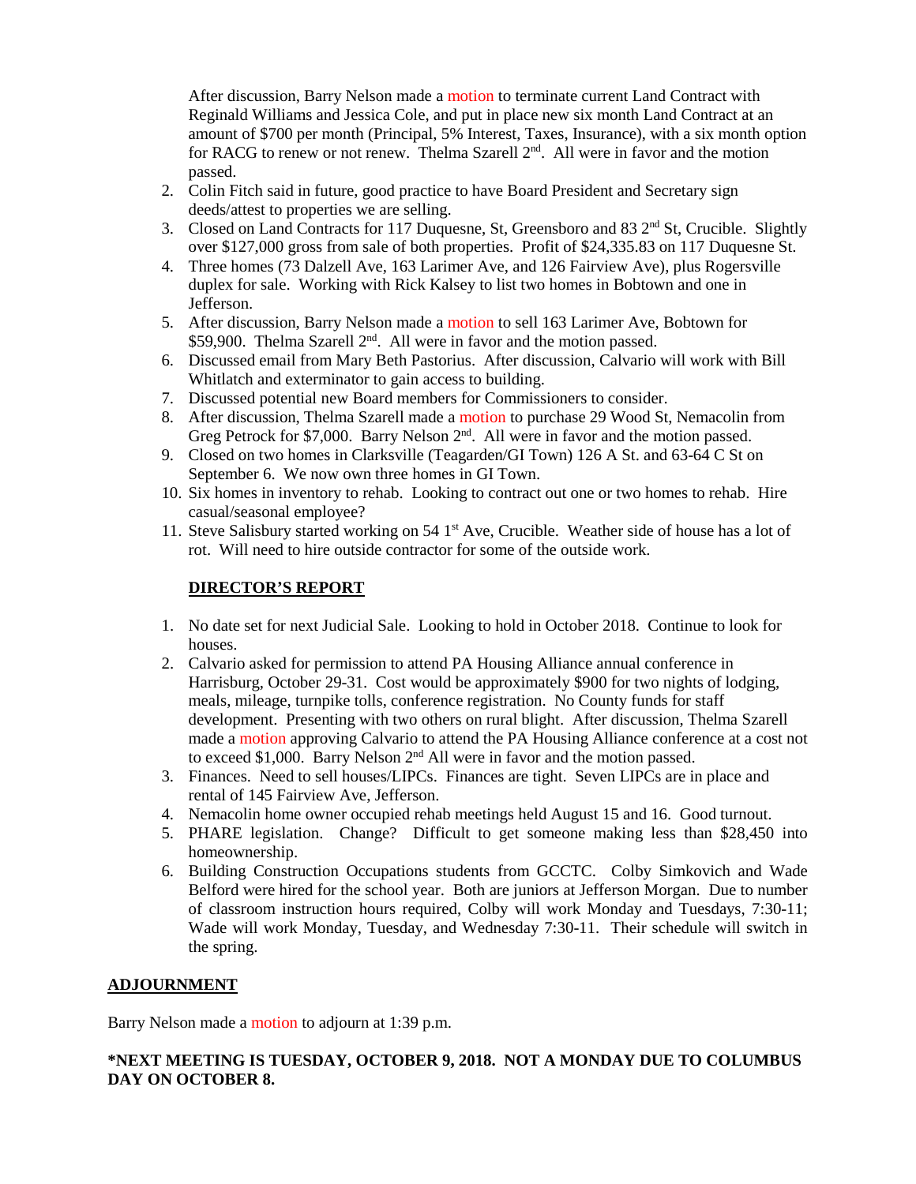After discussion, Barry Nelson made a motion to terminate current Land Contract with Reginald Williams and Jessica Cole, and put in place new six month Land Contract at an amount of $700 per month (Principal, 5% Interest, Taxes, Insurance), with a six month option for RACG to renew or not renew. Thelma Szarell 2nd. All were in favor and the motion passed.

2. Colin Fitch said in future, good practice to have Board President and Secretary sign deeds/attest to properties we are selling.
3. Closed on Land Contracts for 117 Duquesne, St, Greensboro and 83 2nd St, Crucible. Slightly over $127,000 gross from sale of both properties. Profit of $24,335.83 on 117 Duquesne St.
4. Three homes (73 Dalzell Ave, 163 Larimer Ave, and 126 Fairview Ave), plus Rogersville duplex for sale. Working with Rick Kalsey to list two homes in Bobtown and one in Jefferson.
5. After discussion, Barry Nelson made a motion to sell 163 Larimer Ave, Bobtown for $59,900. Thelma Szarell 2nd. All were in favor and the motion passed.
6. Discussed email from Mary Beth Pastorius. After discussion, Calvario will work with Bill Whitlatch and exterminator to gain access to building.
7. Discussed potential new Board members for Commissioners to consider.
8. After discussion, Thelma Szarell made a motion to purchase 29 Wood St, Nemacolin from Greg Petrock for $7,000. Barry Nelson 2nd. All were in favor and the motion passed.
9. Closed on two homes in Clarksville (Teagarden/GI Town) 126 A St. and 63-64 C St on September 6. We now own three homes in GI Town.
10. Six homes in inventory to rehab. Looking to contract out one or two homes to rehab. Hire casual/seasonal employee?
11. Steve Salisbury started working on 54 1st Ave, Crucible. Weather side of house has a lot of rot. Will need to hire outside contractor for some of the outside work.

**DIRECTOR'S REPORT**

1. No date set for next Judicial Sale. Looking to hold in October 2018. Continue to look for houses.
2. Calvario asked for permission to attend PA Housing Alliance annual conference in Harrisburg, October 29-31. Cost would be approximately $900 for two nights of lodging, meals, mileage, turnpike tolls, conference registration. No County funds for staff development. Presenting with two others on rural blight. After discussion, Thelma Szarell made a motion approving Calvario to attend the PA Housing Alliance conference at a cost not to exceed $1,000. Barry Nelson 2nd All were in favor and the motion passed.
3. Finances. Need to sell houses/LIPCs. Finances are tight. Seven LIPCs are in place and rental of 145 Fairview Ave, Jefferson.
4. Nemacolin home owner occupied rehab meetings held August 15 and 16. Good turnout.
5. PHARE legislation. Change? Difficult to get someone making less than $28,450 into homeownership.
6. Building Construction Occupations students from GCCTC. Colby Simkovich and Wade Belford were hired for the school year. Both are juniors at Jefferson Morgan. Due to number of classroom instruction hours required, Colby will work Monday and Tuesdays, 7:30-11; Wade will work Monday, Tuesday, and Wednesday 7:30-11. Their schedule will switch in the spring.

**ADJOURNMENT**

Barry Nelson made a motion to adjourn at 1:39 p.m.

**\*NEXT MEETING IS TUESDAY, OCTOBER 9, 2018. NOT A MONDAY DUE TO COLUMBUS DAY ON OCTOBER 8.**